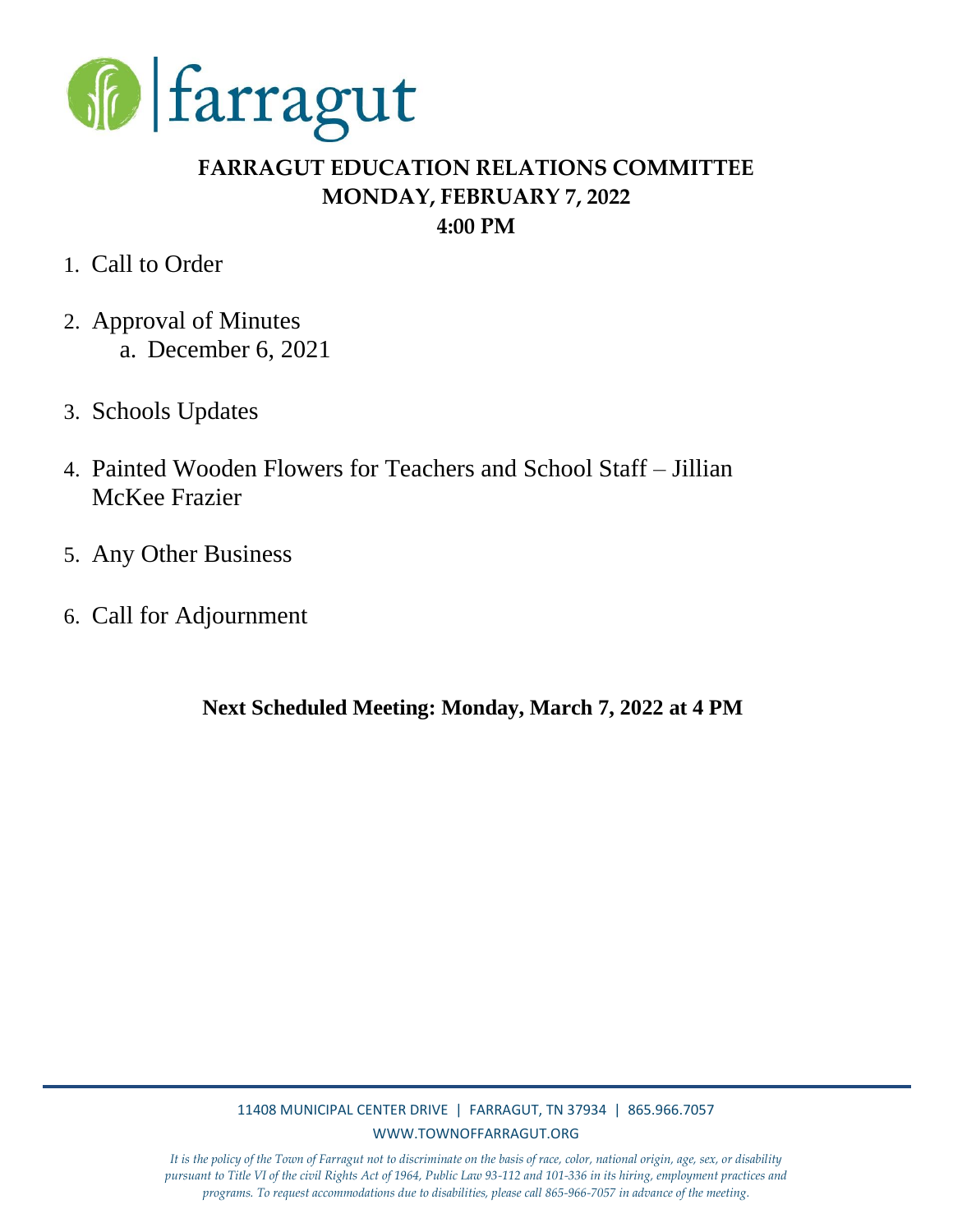farragut

# FARRAGUT EDUCATION RELATIONS COMMITTEE
## MONDAY, FEBRUARY 7, 2022
## 4:00 PM

1. Call to Order
2. Approval of Minutes
   a. December 6, 2021
3. Schools Updates
4. Painted Wooden Flowers for Teachers and School Staff – Jillian McKee Frazier
5. Any Other Business
6. Call for Adjournment

**Next Scheduled Meeting: Monday, March 7, 2022 at 4 PM**

11408 MUNICIPAL CENTER DRIVE | FARRAGUT, TN 37934 | 865.966.7057
WWW.TOWNOFFARRAGUT.ORG

*It is the policy of the Town of Farragut not to discriminate on the basis of race, color, national origin, age, sex, or disability pursuant to Title VI of the civil Rights Act of 1964, Public Law 93-112 and 101-336 in its hiring, employment practices and programs. To request accommodations due to disabilities, please call 865-966-7057 in advance of the meeting.*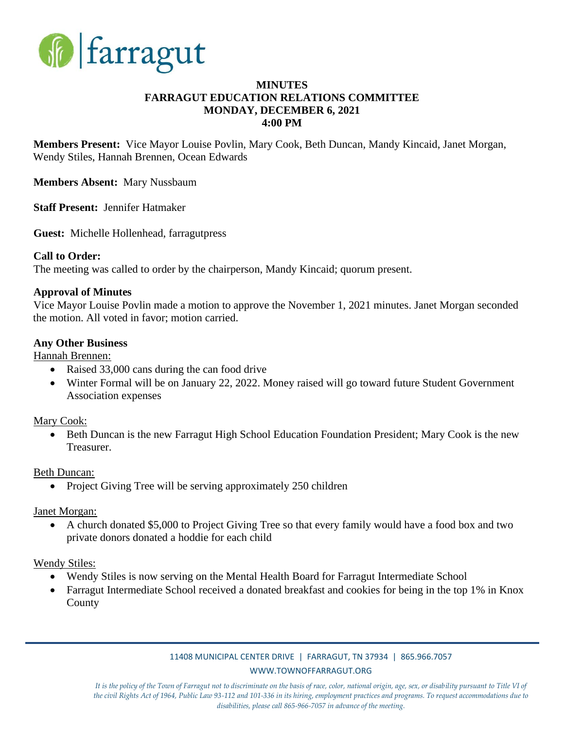# MINUTES
## FARRAGUT EDUCATION RELATIONS COMMITTEE
## MONDAY, DECEMBER 6, 2021
## 4:00 PM

**Members Present:** Vice Mayor Louise Povlin, Mary Cook, Beth Duncan, Mandy Kincaid, Janet Morgan, Wendy Stiles, Hannah Brennen, Ocean Edwards

**Members Absent:** Mary Nussbaum

**Staff Present:** Jennifer Hatmaker

**Guest:** Michelle Hollenhead, farragutpress

**Call to Order:**
The meeting was called to order by the chairperson, Mandy Kincaid; quorum present.

**Approval of Minutes**
Vice Mayor Louise Povlin made a motion to approve the November 1, 2021 minutes. Janet Morgan seconded the motion. All voted in favor; motion carried.

**Any Other Business**

Hannah Brennen:

- Raised 33,000 cans during the can food drive
- Winter Formal will be on January 22, 2022. Money raised will go toward future Student Government Association expenses

Mary Cook:

- Beth Duncan is the new Farragut High School Education Foundation President; Mary Cook is the new Treasurer.

Beth Duncan:

- Project Giving Tree will be serving approximately 250 children

Janet Morgan:

- A church donated $5,000 to Project Giving Tree so that every family would have a food box and two private donors donated a hoddie for each child

Wendy Stiles:

- Wendy Stiles is now serving on the Mental Health Board for Farragut Intermediate School
- Farragut Intermediate School received a donated breakfast and cookies for being in the top 1% in Knox County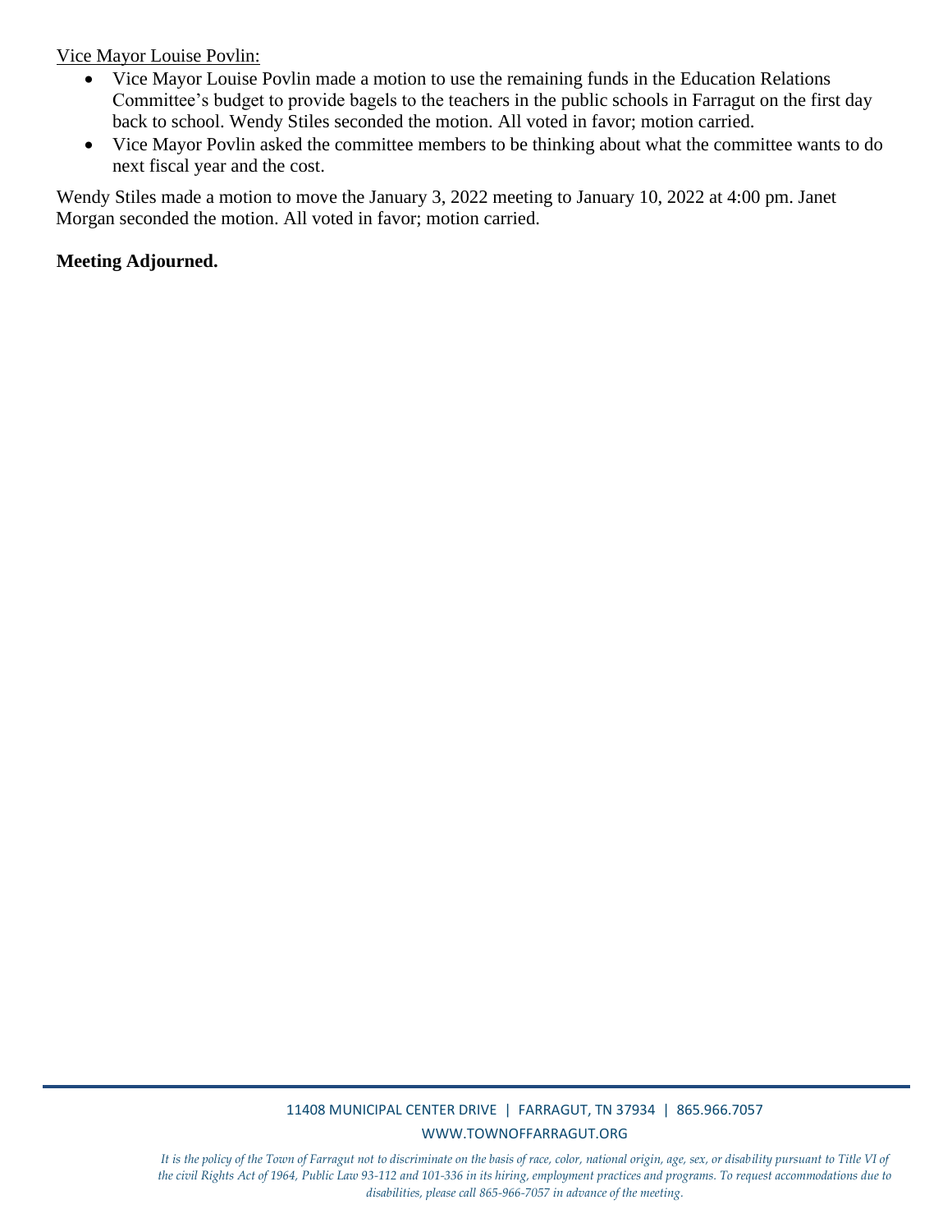Vice Mayor Louise Povlin:

- Vice Mayor Louise Povlin made a motion to use the remaining funds in the Education Relations Committee's budget to provide bagels to the teachers in the public schools in Farragut on the first day back to school. Wendy Stiles seconded the motion. All voted in favor; motion carried.
- Vice Mayor Povlin asked the committee members to be thinking about what the committee wants to do next fiscal year and the cost.

Wendy Stiles made a motion to move the January 3, 2022 meeting to January 10, 2022 at 4:00 pm. Janet Morgan seconded the motion. All voted in favor; motion carried.

**Meeting Adjourned.**

11408 MUNICIPAL CENTER DRIVE | FARRAGUT, TN 37934 | 865.966.7057

WWW.TOWNOFFARRAGUT.ORG

*It is the policy of the Town of Farragut not to discriminate on the basis of race, color, national origin, age, sex, or disability pursuant to Title VI of the civil Rights Act of 1964, Public Law 93-112 and 101-336 in its hiring, employment practices and programs. To request accommodations due to disabilities, please call 865-966-7057 in advance of the meeting.*